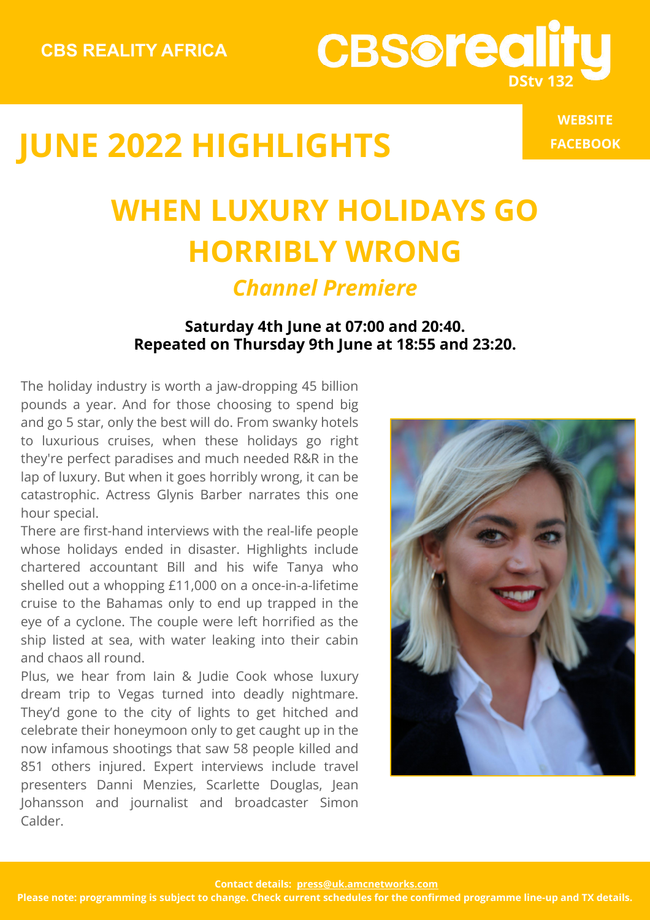CBS REALITY AFRICA

CBS reality DStv 132

# JUNE 2022 HIGHLIGHTS

WEBSITE
FACEBOOK

## WHEN LUXURY HOLIDAYS GO HORRIBLY WRONG

*Channel Premiere*

**Saturday 4th June at 07:00 and 20:40.**
**Repeated on Thursday 9th June at 18:55 and 23:20.**

The holiday industry is worth a jaw-dropping 45 billion pounds a year. And for those choosing to spend big and go 5 star, only the best will do. From swanky hotels to luxurious cruises, when these holidays go right they're perfect paradises and much needed R&R in the lap of luxury. But when it goes horribly wrong, it can be catastrophic. Actress Glynis Barber narrates this one hour special.

There are first-hand interviews with the real-life people whose holidays ended in disaster. Highlights include chartered accountant Bill and his wife Tanya who shelled out a whopping £11,000 on a once-in-a-lifetime cruise to the Bahamas only to end up trapped in the eye of a cyclone. The couple were left horrified as the ship listed at sea, with water leaking into their cabin and chaos all round.

Plus, we hear from Iain & Judie Cook whose luxury dream trip to Vegas turned into deadly nightmare. They'd gone to the city of lights to get hitched and celebrate their honeymoon only to get caught up in the now infamous shootings that saw 58 people killed and 851 others injured. Expert interviews include travel presenters Danni Menzies, Scarlette Douglas, Jean Johansson and journalist and broadcaster Simon Calder.

**Contact details: press@uk.amcnetworks.com**

**Please note: programming is subject to change. Check current schedules for the confirmed programme line-up and TX details.**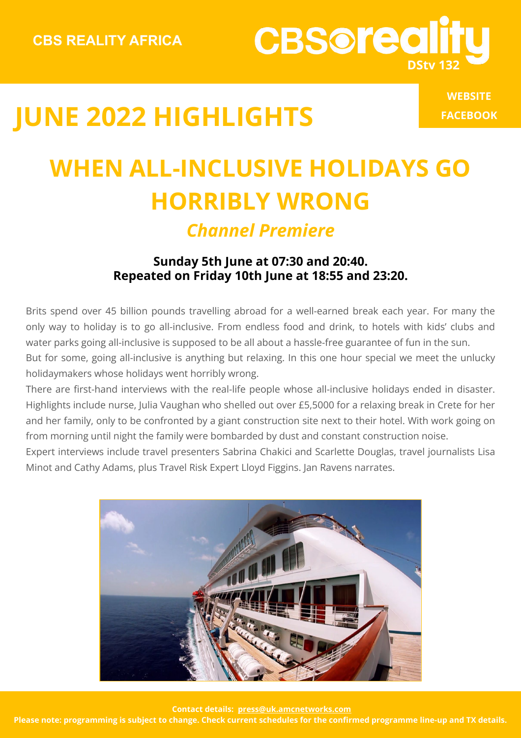CBS REALITY AFRICA

CBS reality DStv 132

# JUNE 2022 HIGHLIGHTS

WEBSITE
FACEBOOK

## WHEN ALL-INCLUSIVE HOLIDAYS GO HORRIBLY WRONG

### *Channel Premiere*

**Sunday 5th June at 07:30 and 20:40.**
**Repeated on Friday 10th June at 18:55 and 23:20.**

Brits spend over 45 billion pounds travelling abroad for a well-earned break each year. For many the only way to holiday is to go all-inclusive. From endless food and drink, to hotels with kids' clubs and water parks going all-inclusive is supposed to be all about a hassle-free guarantee of fun in the sun.
But for some, going all-inclusive is anything but relaxing. In this one hour special we meet the unlucky holidaymakers whose holidays went horribly wrong.
There are first-hand interviews with the real-life people whose all-inclusive holidays ended in disaster. Highlights include nurse, Julia Vaughan who shelled out over £5,5000 for a relaxing break in Crete for her and her family, only to be confronted by a giant construction site next to their hotel. With work going on from morning until night the family were bombarded by dust and constant construction noise.
Expert interviews include travel presenters Sabrina Chakici and Scarlette Douglas, travel journalists Lisa Minot and Cathy Adams, plus Travel Risk Expert Lloyd Figgins. Jan Ravens narrates.

**Contact details: press@uk.amcnetworks.com**
**Please note: programming is subject to change. Check current schedules for the confirmed programme line-up and TX details.**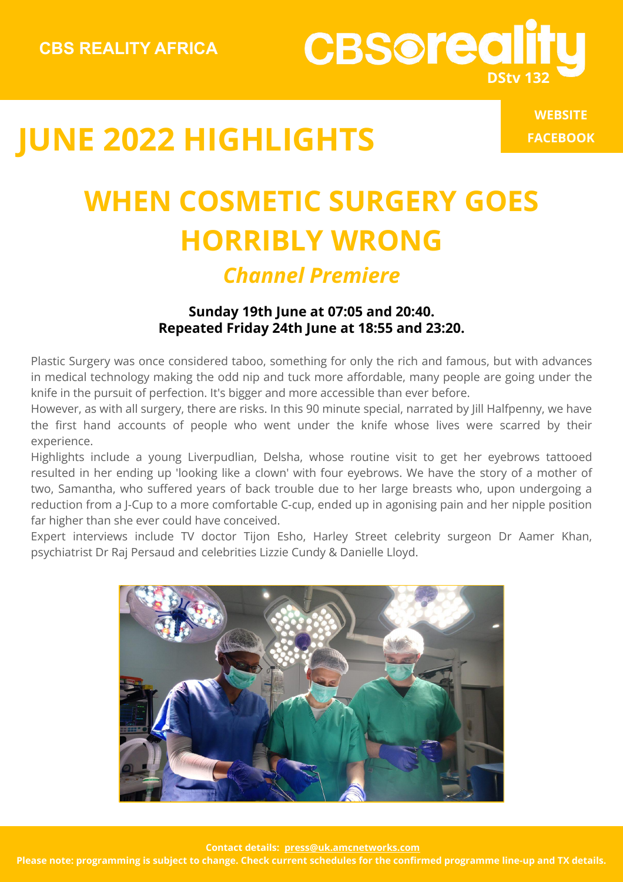CBS REALITY AFRICA

CBSreality DStv 132

# JUNE 2022 HIGHLIGHTS

WEBSITE
FACEBOOK

## WHEN COSMETIC SURGERY GOES HORRIBLY WRONG

*Channel Premiere*

**Sunday 19th June at 07:05 and 20:40.**
**Repeated Friday 24th June at 18:55 and 23:20.**

Plastic Surgery was once considered taboo, something for only the rich and famous, but with advances in medical technology making the odd nip and tuck more affordable, many people are going under the knife in the pursuit of perfection. It's bigger and more accessible than ever before.

However, as with all surgery, there are risks. In this 90 minute special, narrated by Jill Halfpenny, we have the first hand accounts of people who went under the knife whose lives were scarred by their experience.

Highlights include a young Liverpudlian, Delsha, whose routine visit to get her eyebrows tattooed resulted in her ending up 'looking like a clown' with four eyebrows. We have the story of a mother of two, Samantha, who suffered years of back trouble due to her large breasts who, upon undergoing a reduction from a J-Cup to a more comfortable C-cup, ended up in agonising pain and her nipple position far higher than she ever could have conceived.

Expert interviews include TV doctor Tijon Esho, Harley Street celebrity surgeon Dr Aamer Khan, psychiatrist Dr Raj Persaud and celebrities Lizzie Cundy & Danielle Lloyd.

**Contact details: press@uk.amcnetworks.com**
**Please note: programming is subject to change. Check current schedules for the confirmed programme line-up and TX details.**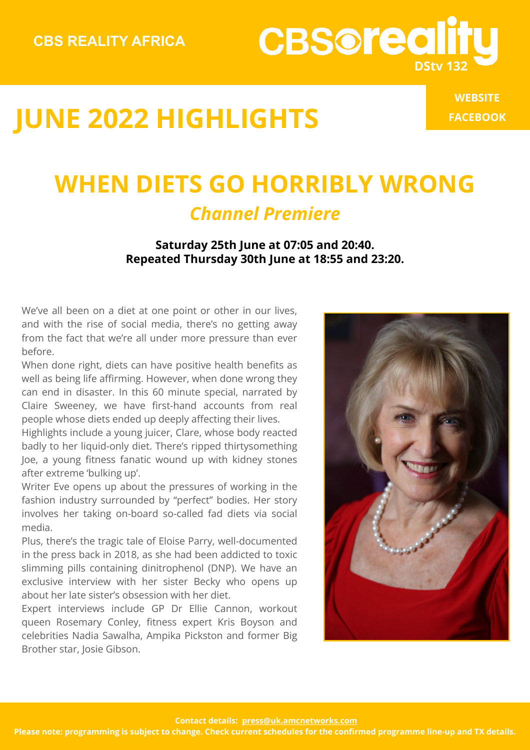CBS REALITY AFRICA

CBS reality DStv 132

# JUNE 2022 HIGHLIGHTS

WEBSITE
FACEBOOK

## WHEN DIETS GO HORRIBLY WRONG

*Channel Premiere*

**Saturday 25th June at 07:05 and 20:40.**
**Repeated Thursday 30th June at 18:55 and 23:20.**

We've all been on a diet at one point or other in our lives, and with the rise of social media, there's no getting away from the fact that we're all under more pressure than ever before.

When done right, diets can have positive health benefits as well as being life affirming. However, when done wrong they can end in disaster. In this 60 minute special, narrated by Claire Sweeney, we have first-hand accounts from real people whose diets ended up deeply affecting their lives.

Highlights include a young juicer, Clare, whose body reacted badly to her liquid-only diet. There's ripped thirtysomething Joe, a young fitness fanatic wound up with kidney stones after extreme 'bulking up'.

Writer Eve opens up about the pressures of working in the fashion industry surrounded by "perfect" bodies. Her story involves her taking on-board so-called fad diets via social media.

Plus, there's the tragic tale of Eloise Parry, well-documented in the press back in 2018, as she had been addicted to toxic slimming pills containing dinitrophenol (DNP). We have an exclusive interview with her sister Becky who opens up about her late sister's obsession with her diet.

Expert interviews include GP Dr Ellie Cannon, workout queen Rosemary Conley, fitness expert Kris Boyson and celebrities Nadia Sawalha, Ampika Pickston and former Big Brother star, Josie Gibson.

**Contact details: press@uk.amcnetworks.com**
**Please note: programming is subject to change. Check current schedules for the confirmed programme line-up and TX details.**